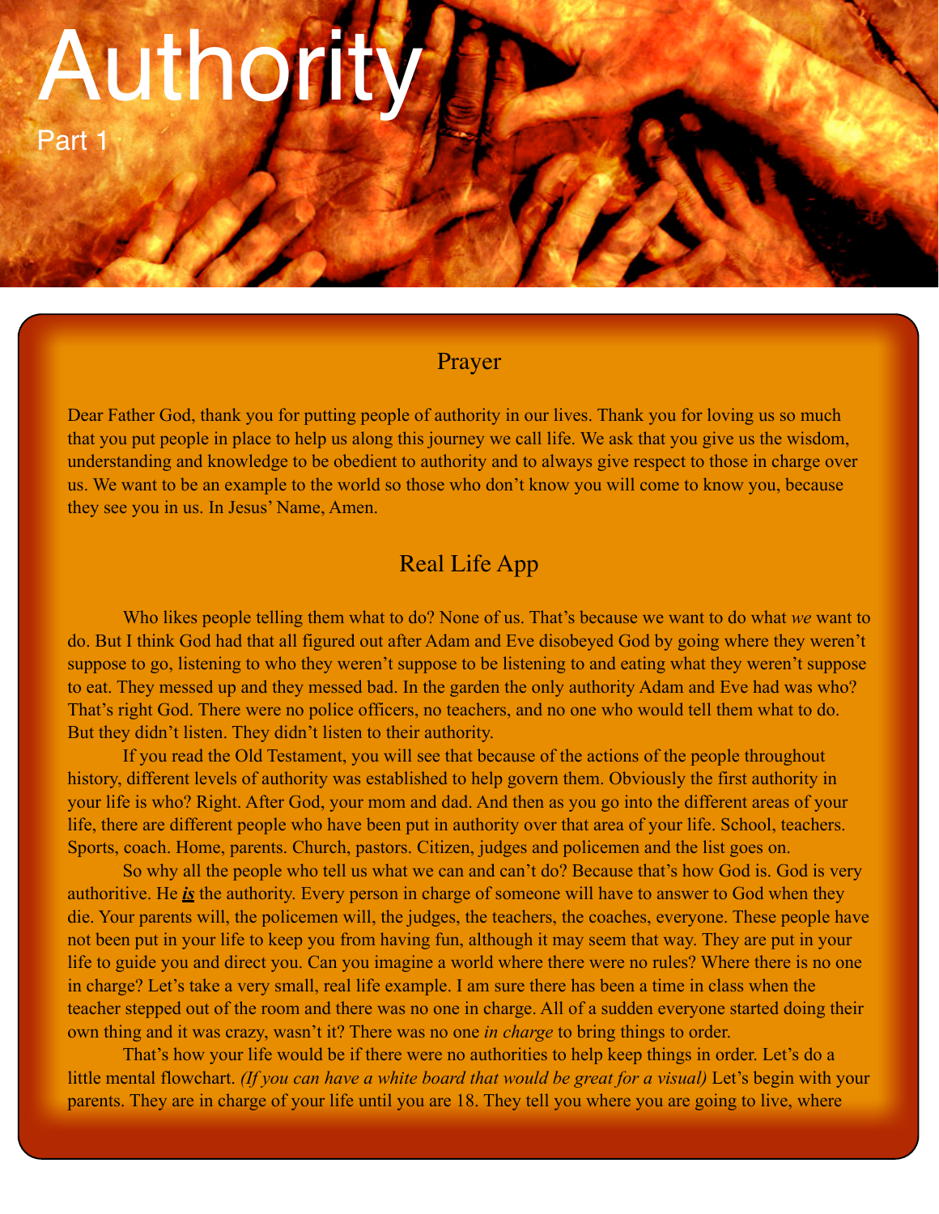# Authority

Part 1

## Prayer

Dear Father God, thank you for putting people of authority in our lives. Thank you for loving us so much that you put people in place to help us along this journey we call life. We ask that you give us the wisdom, understanding and knowledge to be obedient to authority and to always give respect to those in charge over us. We want to be an example to the world so those who don't know you will come to know you, because they see you in us. In Jesus' Name, Amen.

## Real Life App

Who likes people telling them what to do? None of us. That's because we want to do what *we* want to do. But I think God had that all figured out after Adam and Eve disobeyed God by going where they weren't suppose to go, listening to who they weren't suppose to be listening to and eating what they weren't suppose to eat. They messed up and they messed bad. In the garden the only authority Adam and Eve had was who? That's right God. There were no police officers, no teachers, and no one who would tell them what to do. But they didn't listen. They didn't listen to their authority.

If you read the Old Testament, you will see that because of the actions of the people throughout history, different levels of authority was established to help govern them. Obviously the first authority in your life is who? Right. After God, your mom and dad. And then as you go into the different areas of your life, there are different people who have been put in authority over that area of your life. School, teachers. Sports, coach. Home, parents. Church, pastors. Citizen, judges and policemen and the list goes on.

So why all the people who tell us what we can and can't do? Because that's how God is. God is very authoritive. He ***is*** the authority. Every person in charge of someone will have to answer to God when they die. Your parents will, the policemen will, the judges, the teachers, the coaches, everyone. These people have not been put in your life to keep you from having fun, although it may seem that way. They are put in your life to guide you and direct you. Can you imagine a world where there were no rules? Where there is no one in charge? Let's take a very small, real life example. I am sure there has been a time in class when the teacher stepped out of the room and there was no one in charge. All of a sudden everyone started doing their own thing and it was crazy, wasn't it? There was no one *in charge* to bring things to order.

That's how your life would be if there were no authorities to help keep things in order. Let's do a little mental flowchart. *(If you can have a white board that would be great for a visual)* Let's begin with your parents. They are in charge of your life until you are 18. They tell you where you are going to live, where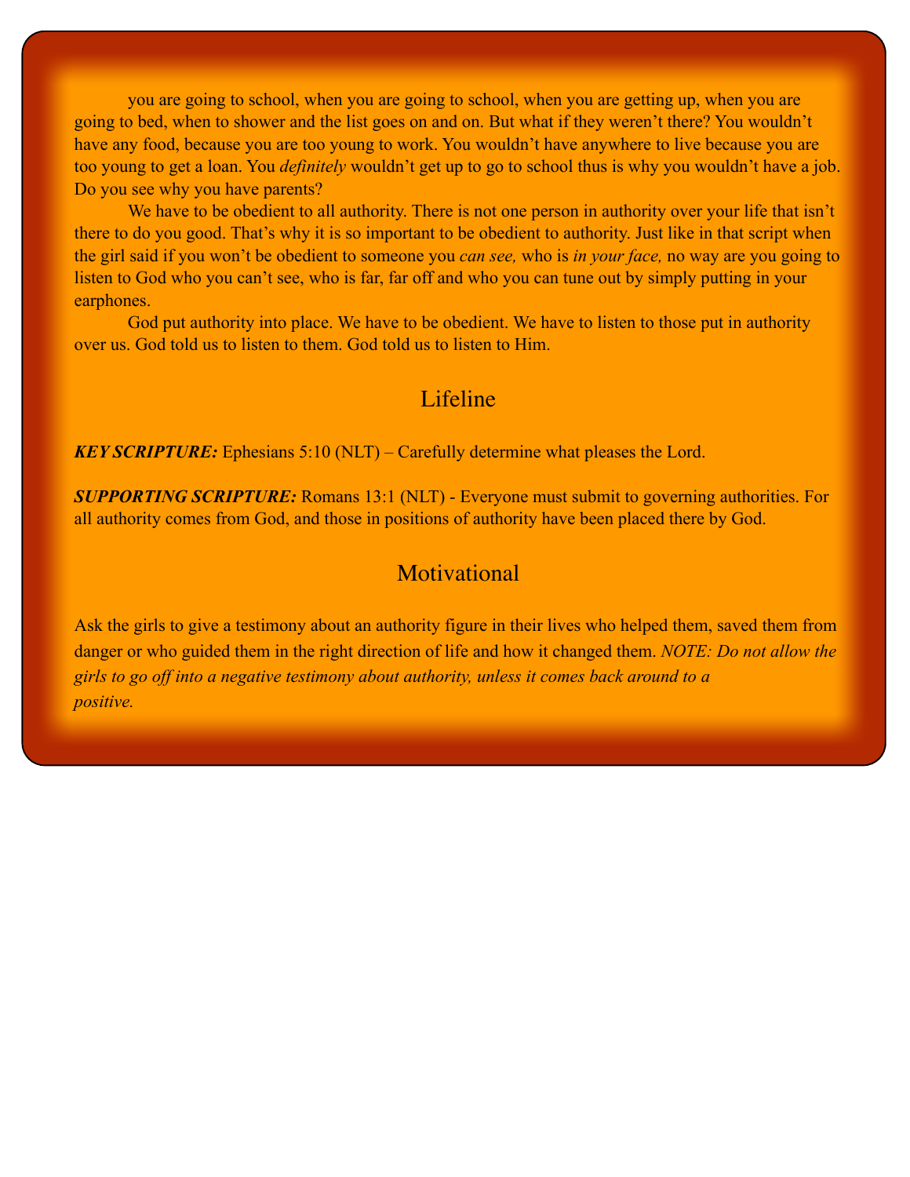you are going to school, when you are going to school, when you are getting up, when you are going to bed, when to shower and the list goes on and on. But what if they weren't there? You wouldn't have any food, because you are too young to work. You wouldn't have anywhere to live because you are too young to get a loan. You *definitely* wouldn't get up to go to school thus is why you wouldn't have a job. Do you see why you have parents?

We have to be obedient to all authority. There is not one person in authority over your life that isn't there to do you good. That's why it is so important to be obedient to authority. Just like in that script when the girl said if you won't be obedient to someone you *can see,* who is *in your face,* no way are you going to listen to God who you can't see, who is far, far off and who you can tune out by simply putting in your earphones.

God put authority into place. We have to be obedient. We have to listen to those put in authority over us. God told us to listen to them. God told us to listen to Him.

## Lifeline

***KEY SCRIPTURE:*** Ephesians 5:10 (NLT) – Carefully determine what pleases the Lord.

***SUPPORTING SCRIPTURE:*** Romans 13:1 (NLT) - Everyone must submit to governing authorities. For all authority comes from God, and those in positions of authority have been placed there by God.

## Motivational

Ask the girls to give a testimony about an authority figure in their lives who helped them, saved them from danger or who guided them in the right direction of life and how it changed them. *NOTE: Do not allow the girls to go off into a negative testimony about authority, unless it comes back around to a positive.*